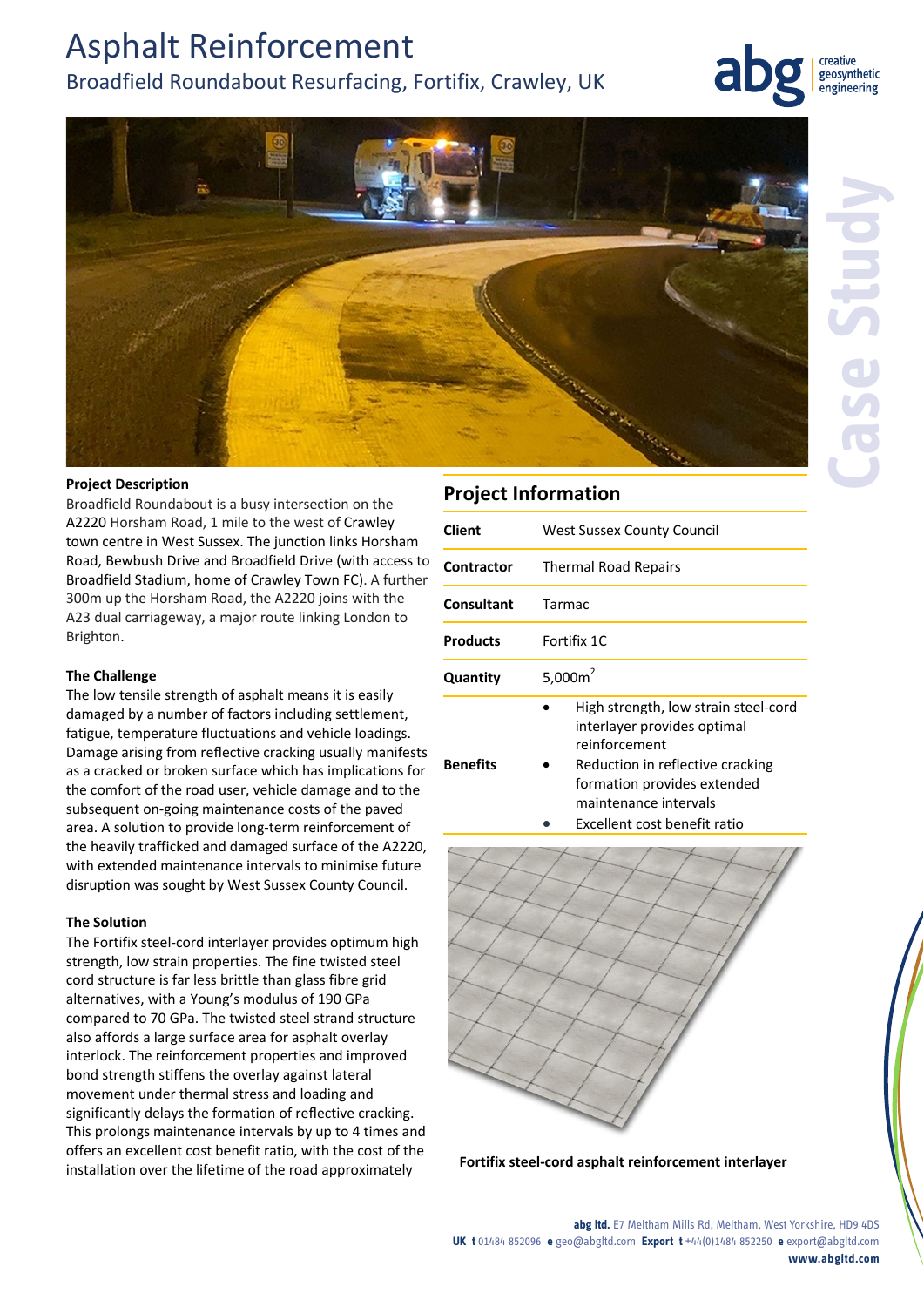# Asphalt Reinforcement

## Broadfield Roundabout Resurfacing, Fortifix, Crawley, UK

abg creative geosynthetic engineering

Case Study

**Project Description**

Broadfield Roundabout is a busy intersection on the A2220 Horsham Road, 1 mile to the west of Crawley town centre in West Sussex. The junction links Horsham Road, Bewbush Drive and Broadfield Drive (with access to Broadfield Stadium, home of Crawley Town FC). A further 300m up the Horsham Road, the A2220 joins with the A23 dual carriageway, a major route linking London to Brighton.

**The Challenge**

The low tensile strength of asphalt means it is easily damaged by a number of factors including settlement, fatigue, temperature fluctuations and vehicle loadings. Damage arising from reflective cracking usually manifests as a cracked or broken surface which has implications for the comfort of the road user, vehicle damage and to the subsequent on-going maintenance costs of the paved area. A solution to provide long-term reinforcement of the heavily trafficked and damaged surface of the A2220, with extended maintenance intervals to minimise future disruption was sought by West Sussex County Council.

**The Solution**

The Fortifix steel-cord interlayer provides optimum high strength, low strain properties. The fine twisted steel cord structure is far less brittle than glass fibre grid alternatives, with a Young's modulus of 190 GPa compared to 70 GPa. The twisted steel strand structure also affords a large surface area for asphalt overlay interlock. The reinforcement properties and improved bond strength stiffens the overlay against lateral movement under thermal stress and loading and significantly delays the formation of reflective cracking. This prolongs maintenance intervals by up to 4 times and offers an excellent cost benefit ratio, with the cost of the installation over the lifetime of the road approximately

## Project Information

| | |
|---|---|
| **Client** | West Sussex County Council |
| **Contractor** | Thermal Road Repairs |
| **Consultant** | Tarmac |
| **Products** | Fortifix 1C |
| **Quantity** | 5,000m$^2$ |
| **Benefits** | • High strength, low strain steel-cord interlayer provides optimal reinforcement<br>• Reduction in reflective cracking formation provides extended maintenance intervals<br>• Excellent cost benefit ratio |

**Fortifix steel-cord asphalt reinforcement interlayer**

**abg ltd.** E7 Meltham Mills Rd, Meltham, West Yorkshire, HD9 4DS
**UK t** 01484 852096 **e** geo@abgltd.com **Export t** +44(0)1484 852250 **e** export@abgltd.com
**www.abgltd.com**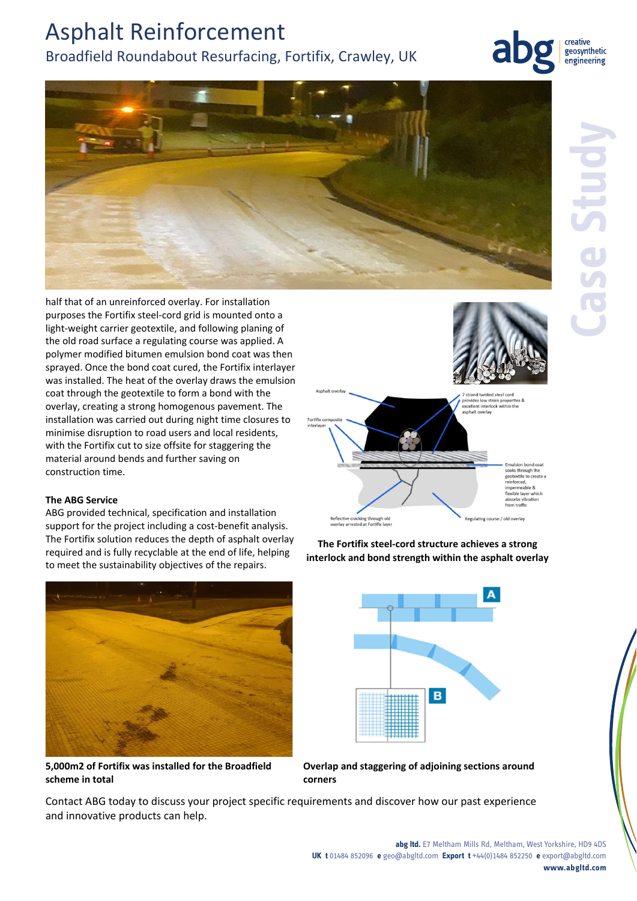# Asphalt Reinforcement

## Broadfield Roundabout Resurfacing, Fortifix, Crawley, UK

half that of an unreinforced overlay. For installation purposes the Fortifix steel-cord grid is mounted onto a light-weight carrier geotextile, and following planing of the old road surface a regulating course was applied. A polymer modified bitumen emulsion bond coat was then sprayed. Once the bond coat cured, the Fortifix interlayer was installed. The heat of the overlay draws the emulsion coat through the geotextile to form a bond with the overlay, creating a strong homogenous pavement. The installation was carried out during night time closures to minimise disruption to road users and local residents, with the Fortifix cut to size offsite for staggering the material around bends and further saving on construction time.

### The ABG Service

ABG provided technical, specification and installation support for the project including a cost-benefit analysis. The Fortifix solution reduces the depth of asphalt overlay required and is fully recyclable at the end of life, helping to meet the sustainability objectives of the repairs.

Asphalt overlay

Fortifix composite interlayer

7 strand twisted steel cord provides low strain properties & excellent interlock within the asphalt overlay

Emulsion bond coat soaks through the geotextile to create a reinforced, impermeable & flexible layer which absorbs vibration from traffic

Reflective cracking through old overlay arrested at Fortifix layer

Regulating course / old overlay

**The Fortifix steel-cord structure achieves a strong interlock and bond strength within the asphalt overlay**

**5,000m2 of Fortifix was installed for the Broadfield scheme in total**

A

B

**Overlap and staggering of adjoining sections around corners**

Contact ABG today to discuss your project specific requirements and discover how our past experience and innovative products can help.

**abg ltd.** E7 Meltham Mills Rd, Meltham, West Yorkshire, HD9 4DS
**UK t** 01484 852096 **e** geo@abgltd.com **Export t** +44(0)1484 852250 **e** export@abgltd.com
**www.abgltd.com**